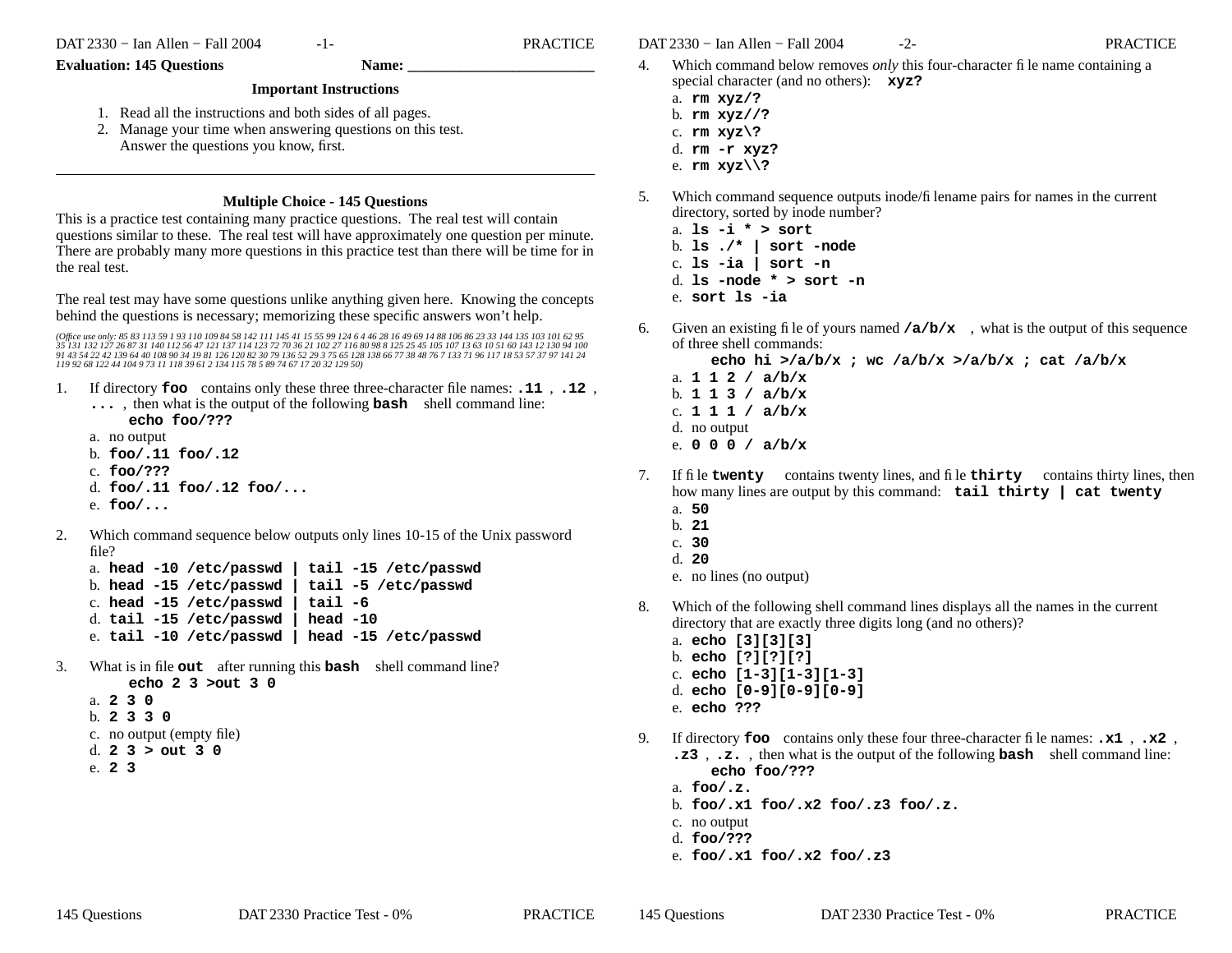**Evaluation: 145 Questions** **Name: ________________________**

### Important Instructions

1. Read all the instructions and both sides of all pages.
2. Manage your time when answering questions on this test. Answer the questions you know, first.

---

### Multiple Choice - 145 Questions

This is a practice test containing many practice questions. The real test will contain questions similar to these. The real test will have approximately one question per minute. There are probably many more questions in this practice test than there will be time for in the real test.

The real test may have some questions unlike anything given here. Knowing the concepts behind the questions is necessary; memorizing these specific answers won't help.

*(Office use only: 85 83 113 59 1 93 110 109 84 58 142 111 145 41 15 55 99 124 6 4 46 28 16 49 69 14 88 106 86 23 33 144 135 103 101 62 95 35 131 132 127 26 87 31 140 112 56 47 121 137 114 123 72 70 36 21 102 27 116 80 98 8 125 25 45 105 107 13 63 10 51 60 143 12 130 94 100 91 43 54 22 42 139 64 40 108 90 34 19 81 126 120 82 30 79 136 52 29 3 75 65 128 138 66 77 38 48 76 7 133 71 96 117 18 53 57 37 97 141 24 119 92 68 122 44 104 9 73 11 118 39 61 2 134 115 78 5 89 74 67 17 20 32 129 50)*

1. If directory **`foo`** contains only these three three-character file names: **`.11`** , **`.12`** , **`...`** , then what is the output of the following **`bash`** shell command line:
   **`echo foo/???`**
   a. no output
   b. **`foo/.11 foo/.12`**
   c. **`foo/???`**
   d. **`foo/.11 foo/.12 foo/...`**
   e. **`foo/...`**

2. Which command sequence below outputs only lines 10-15 of the Unix password file?
   a. **`head -10 /etc/passwd | tail -15 /etc/passwd`**
   b. **`head -15 /etc/passwd | tail -5 /etc/passwd`**
   c. **`head -15 /etc/passwd | tail -6`**
   d. **`tail -15 /etc/passwd | head -10`**
   e. **`tail -10 /etc/passwd | head -15 /etc/passwd`**

3. What is in file **`out`** after running this **`bash`** shell command line?
   **`echo 2 3 >out 3 0`**
   a. **`2 3 0`**
   b. **`2 3 3 0`**
   c. no output (empty file)
   d. **`2 3 > out 3 0`**
   e. **`2 3`**

4. Which command below removes *only* this four-character file name containing a special character (and no others): **`xyz?`**
   a. **`rm xyz/?`**
   b. **`rm xyz//?`**
   c. **`rm xyz\?`**
   d. **`rm -r xyz?`**
   e. **`rm xyz\\?`**

5. Which command sequence outputs inode/filename pairs for names in the current directory, sorted by inode number?
   a. **`ls -i * > sort`**
   b. **`ls ./* | sort -node`**
   c. **`ls -ia | sort -n`**
   d. **`ls -node * > sort -n`**
   e. **`sort ls -ia`**

6. Given an existing file of yours named **`/a/b/x`** , what is the output of this sequence of three shell commands:
   **`echo hi >/a/b/x ; wc /a/b/x >/a/b/x ; cat /a/b/x`**
   a. **`1 1 2 / a/b/x`**
   b. **`1 1 3 / a/b/x`**
   c. **`1 1 1 / a/b/x`**
   d. no output
   e. **`0 0 0 / a/b/x`**

7. If file **`twenty`** contains twenty lines, and file **`thirty`** contains thirty lines, then how many lines are output by this command: **`tail thirty | cat twenty`**
   a. **`50`**
   b. **`21`**
   c. **`30`**
   d. **`20`**
   e. no lines (no output)

8. Which of the following shell command lines displays all the names in the current directory that are exactly three digits long (and no others)?
   a. **`echo [3][3][3]`**
   b. **`echo [?][?][?]`**
   c. **`echo [1-3][1-3][1-3]`**
   d. **`echo [0-9][0-9][0-9]`**
   e. **`echo ???`**

9. If directory **`foo`** contains only these four three-character file names: **`.x1`** , **`.x2`** , **`.z3`** , **`.z.`** , then what is the output of the following **`bash`** shell command line:
   **`echo foo/???`**
   a. **`foo/.z.`**
   b. **`foo/.x1 foo/.x2 foo/.z3 foo/.z.`**
   c. no output
   d. **`foo/???`**
   e. **`foo/.x1 foo/.x2 foo/.z3`**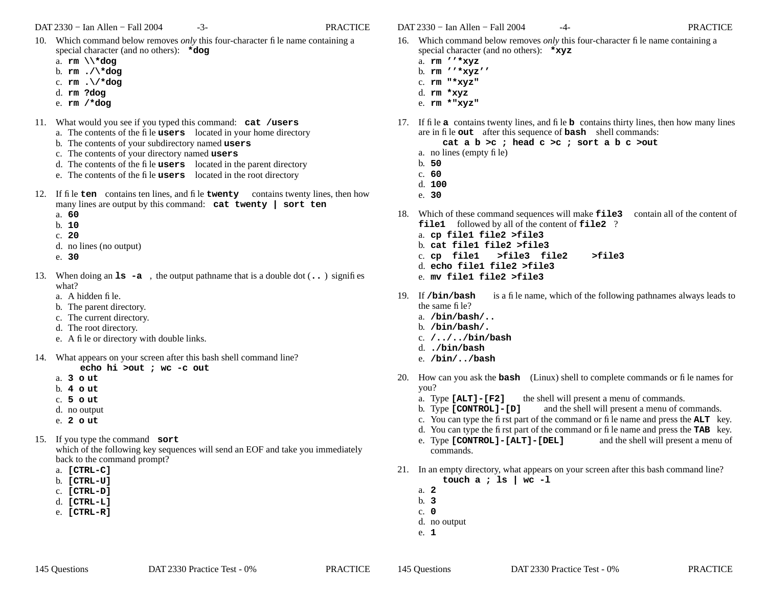10. Which command below removes *only* this four-character file name containing a special character (and no others): **`*dog`**
    a. **`rm \\*dog`**
    b. **`rm ./\*dog`**
    c. **`rm .\/*dog`**
    d. **`rm ?dog`**
    e. **`rm /*dog`**

11. What would you see if you typed this command: **`cat /users`**
    a. The contents of the file **`users`** located in your home directory
    b. The contents of your subdirectory named **`users`**
    c. The contents of your directory named **`users`**
    d. The contents of the file **`users`** located in the parent directory
    e. The contents of the file **`users`** located in the root directory

12. If file **`ten`** contains ten lines, and file **`twenty`** contains twenty lines, then how many lines are output by this command: **`cat twenty | sort ten`**
    a. **60**
    b. **10**
    c. **20**
    d. no lines (no output)
    e. **30**

13. When doing an **`ls -a`**, the output pathname that is a double dot (**`..`**) signifies what?
    a. A hidden file.
    b. The parent directory.
    c. The current directory.
    d. The root directory.
    e. A file or directory with double links.

14. What appears on your screen after this bash shell command line?
    **`echo hi >out ; wc -c out`**
    a. **`3 out`**
    b. **`4 out`**
    c. **`5 out`**
    d. no output
    e. **`2 out`**

15. If you type the command **`sort`**
    which of the following key sequences will send an EOF and take you immediately back to the command prompt?
    a. **[CTRL-C]**
    b. **[CTRL-U]**
    c. **[CTRL-D]**
    d. **[CTRL-L]**
    e. **[CTRL-R]**

16. Which command below removes *only* this four-character file name containing a special character (and no others): **`*xyz`**
    a. **`rm ''*xyz`**
    b. **`rm ''*xyz''`**
    c. **`rm "*xyz"`**
    d. **`rm *xyz`**
    e. **`rm *"xyz"`**

17. If file **`a`** contains twenty lines, and file **`b`** contains thirty lines, then how many lines are in file **`out`** after this sequence of **`bash`** shell commands:
    **`cat a b >c ; head c >c ; sort a b c >out`**
    a. no lines (empty file)
    b. **50**
    c. **60**
    d. **100**
    e. **30**

18. Which of these command sequences will make **`file3`** contain all of the content of **`file1`** followed by all of the content of **`file2`**?
    a. **`cp file1 file2 >file3`**
    b. **`cat file1 file2 >file3`**
    c. **`cp file1 >file3 file2 >file3`**
    d. **`echo file1 file2 >file3`**
    e. **`mv file1 file2 >file3`**

19. If **`/bin/bash`** is a file name, which of the following pathnames always leads to the same file?
    a. **`/bin/bash/..`**
    b. **`/bin/bash/.`**
    c. **`/../../bin/bash`**
    d. **`./bin/bash`**
    e. **`/bin/../bash`**

20. How can you ask the **`bash`** (Linux) shell to complete commands or file names for you?
    a. Type **[ALT]-[F2]** the shell will present a menu of commands.
    b. Type **[CONTROL]-[D]** and the shell will present a menu of commands.
    c. You can type the first part of the command or file name and press the **ALT** key.
    d. You can type the first part of the command or file name and press the **TAB** key.
    e. Type **[CONTROL]-[ALT]-[DEL]** and the shell will present a menu of commands.

21. In an empty directory, what appears on your screen after this bash command line?
    **`touch a ; ls | wc -l`**
    a. **2**
    b. **3**
    c. **0**
    d. no output
    e. **1**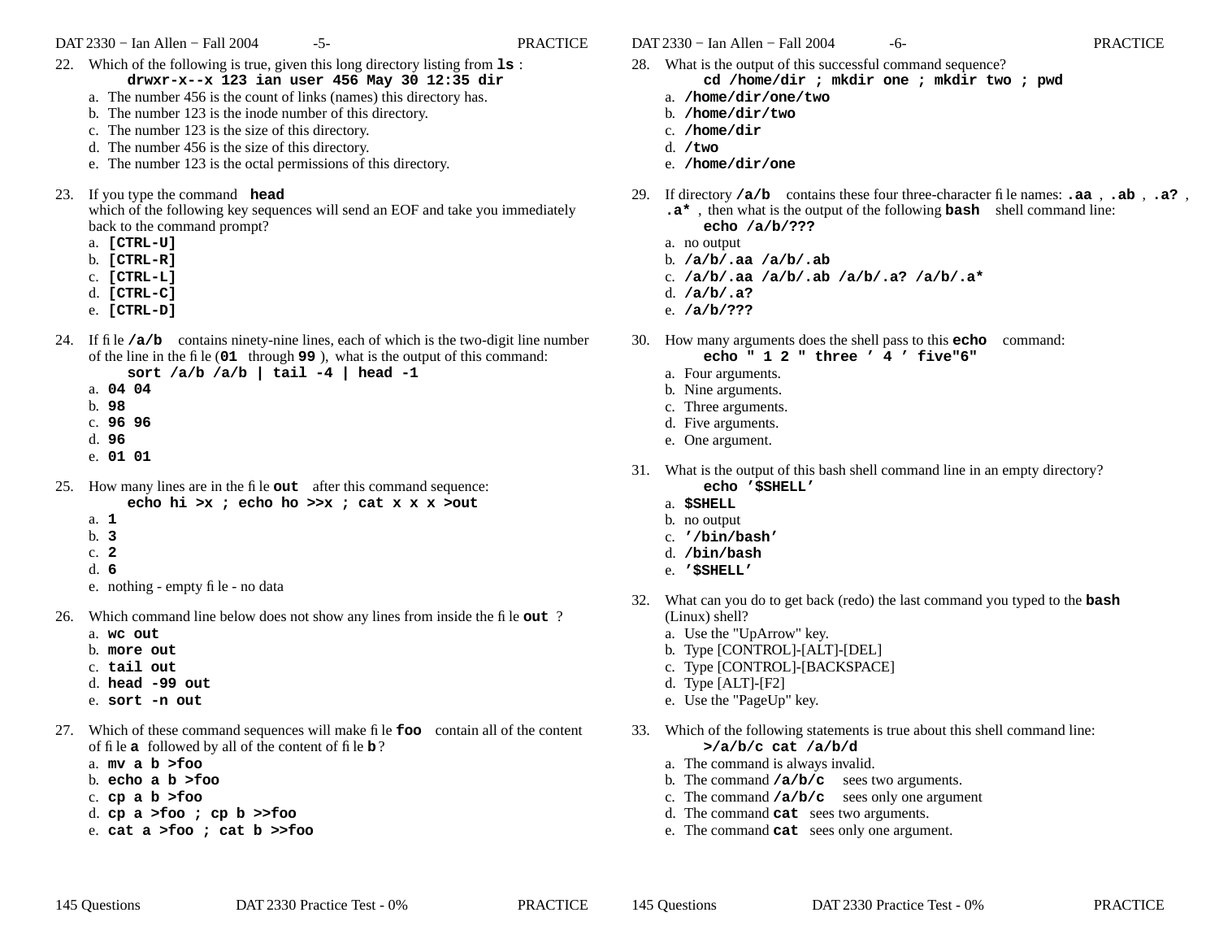22. Which of the following is true, given this long directory listing from **ls** :
    **drwxr-x--x 123 ian user 456 May 30 12:35 dir**
    a. The number 456 is the count of links (names) this directory has.
    b. The number 123 is the inode number of this directory.
    c. The number 123 is the size of this directory.
    d. The number 456 is the size of this directory.
    e. The number 123 is the octal permissions of this directory.

23. If you type the command **head**
    which of the following key sequences will send an EOF and take you immediately back to the command prompt?
    a. **[CTRL-U]**
    b. **[CTRL-R]**
    c. **[CTRL-L]**
    d. **[CTRL-C]**
    e. **[CTRL-D]**

24. If file **/a/b** contains ninety-nine lines, each of which is the two-digit line number of the line in the file (**01** through **99** ), what is the output of this command:
    **sort /a/b /a/b | tail -4 | head -1**
    a. **04 04**
    b. **98**
    c. **96 96**
    d. **96**
    e. **01 01**

25. How many lines are in the file **out** after this command sequence:
    **echo hi >x ; echo ho >>x ; cat x x x >out**
    a. **1**
    b. **3**
    c. **2**
    d. **6**
    e. nothing - empty file - no data

26. Which command line below does not show any lines from inside the file **out** ?
    a. **wc out**
    b. **more out**
    c. **tail out**
    d. **head -99 out**
    e. **sort -n out**

27. Which of these command sequences will make file **foo** contain all of the content of file **a** followed by all of the content of file **b** ?
    a. **mv a b >foo**
    b. **echo a b >foo**
    c. **cp a b >foo**
    d. **cp a >foo ; cp b >>foo**
    e. **cat a >foo ; cat b >>foo**

28. What is the output of this successful command sequence?
    **cd /home/dir ; mkdir one ; mkdir two ; pwd**
    a. **/home/dir/one/two**
    b. **/home/dir/two**
    c. **/home/dir**
    d. **/two**
    e. **/home/dir/one**

29. If directory **/a/b** contains these four three-character file names: **.aa** , **.ab** , **.a?** , **.a*** , then what is the output of the following **bash** shell command line:
    **echo /a/b/???**
    a. no output
    b. **/a/b/.aa /a/b/.ab**
    c. **/a/b/.aa /a/b/.ab /a/b/.a? /a/b/.a***
    d. **/a/b/.a?**
    e. **/a/b/???**

30. How many arguments does the shell pass to this **echo** command:
    **echo " 1 2 " three ' 4 ' five"6"**
    a. Four arguments.
    b. Nine arguments.
    c. Three arguments.
    d. Five arguments.
    e. One argument.

31. What is the output of this bash shell command line in an empty directory?
    **echo '$SHELL'**
    a. **$SHELL**
    b. no output
    c. **'/bin/bash'**
    d. **/bin/bash**
    e. **'$SHELL'**

32. What can you do to get back (redo) the last command you typed to the **bash** (Linux) shell?
    a. Use the "UpArrow" key.
    b. Type [CONTROL]-[ALT]-[DEL]
    c. Type [CONTROL]-[BACKSPACE]
    d. Type [ALT]-[F2]
    e. Use the "PageUp" key.

33. Which of the following statements is true about this shell command line:
    **>/a/b/c cat /a/b/d**
    a. The command is always invalid.
    b. The command **/a/b/c** sees two arguments.
    c. The command **/a/b/c** sees only one argument
    d. The command **cat** sees two arguments.
    e. The command **cat** sees only one argument.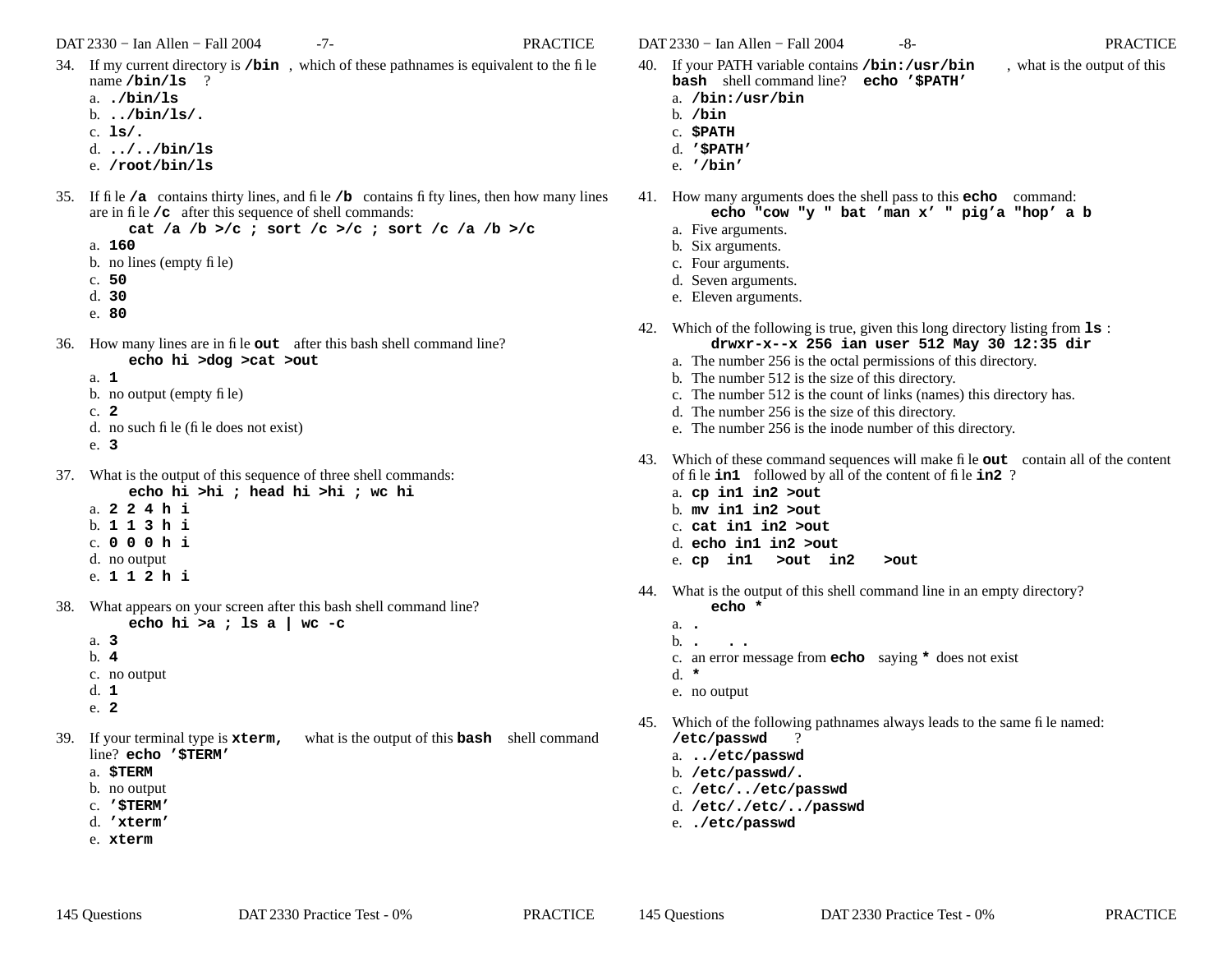34. If my current directory is **/bin** , which of these pathnames is equivalent to the file name **/bin/ls** ?
 a. **./bin/ls**
 b. **../bin/ls/.**
 c. **ls/.**
 d. **../../bin/ls**
 e. **/root/bin/ls**

35. If file **/a** contains thirty lines, and file **/b** contains fifty lines, then how many lines are in file **/c** after this sequence of shell commands:
 **cat /a /b >/c ; sort /c >/c ; sort /c /a /b >/c**
 a. **160**
 b. no lines (empty file)
 c. **50**
 d. **30**
 e. **80**

36. How many lines are in file **out** after this bash shell command line?
 **echo hi >dog >cat >out**
 a. **1**
 b. no output (empty file)
 c. **2**
 d. no such file (file does not exist)
 e. **3**

37. What is the output of this sequence of three shell commands:
 **echo hi >hi ; head hi >hi ; wc hi**
 a. **2 2 4 h i**
 b. **1 1 3 h i**
 c. **0 0 0 h i**
 d. no output
 e. **1 1 2 h i**

38. What appears on your screen after this bash shell command line?
 **echo hi >a ; ls a | wc -c**
 a. **3**
 b. **4**
 c. no output
 d. **1**
 e. **2**

39. If your terminal type is **xterm,** what is the output of this **bash** shell command line? **echo '$TERM'**
 a. **$TERM**
 b. no output
 c. **'$TERM'**
 d. **'xterm'**
 e. **xterm**

40. If your PATH variable contains **/bin:/usr/bin** , what is the output of this **bash** shell command line? **echo '$PATH'**
 a. **/bin:/usr/bin**
 b. **/bin**
 c. **$PATH**
 d. **'$PATH'**
 e. **'/bin'**

41. How many arguments does the shell pass to this **echo** command:
 **echo "cow "y " bat 'man x' " pig'a "hop' a b**
 a. Five arguments.
 b. Six arguments.
 c. Four arguments.
 d. Seven arguments.
 e. Eleven arguments.

42. Which of the following is true, given this long directory listing from **ls** :
 **drwxr-x--x 256 ian user 512 May 30 12:35 dir**
 a. The number 256 is the octal permissions of this directory.
 b. The number 512 is the size of this directory.
 c. The number 512 is the count of links (names) this directory has.
 d. The number 256 is the size of this directory.
 e. The number 256 is the inode number of this directory.

43. Which of these command sequences will make file **out** contain all of the content of file **in1** followed by all of the content of file **in2** ?
 a. **cp in1 in2 >out**
 b. **mv in1 in2 >out**
 c. **cat in1 in2 >out**
 d. **echo in1 in2 >out**
 e. **cp in1 >out in2 >out**

44. What is the output of this shell command line in an empty directory?
 **echo ***
 a. **.**
 b. **. ..**
 c. an error message from **echo** saying ***** does not exist
 d. *****
 e. no output

45. Which of the following pathnames always leads to the same file named: **/etc/passwd** ?
 a. **../etc/passwd**
 b. **/etc/passwd/.**
 c. **/etc/../etc/passwd**
 d. **/etc/./etc/../passwd**
 e. **./etc/passwd**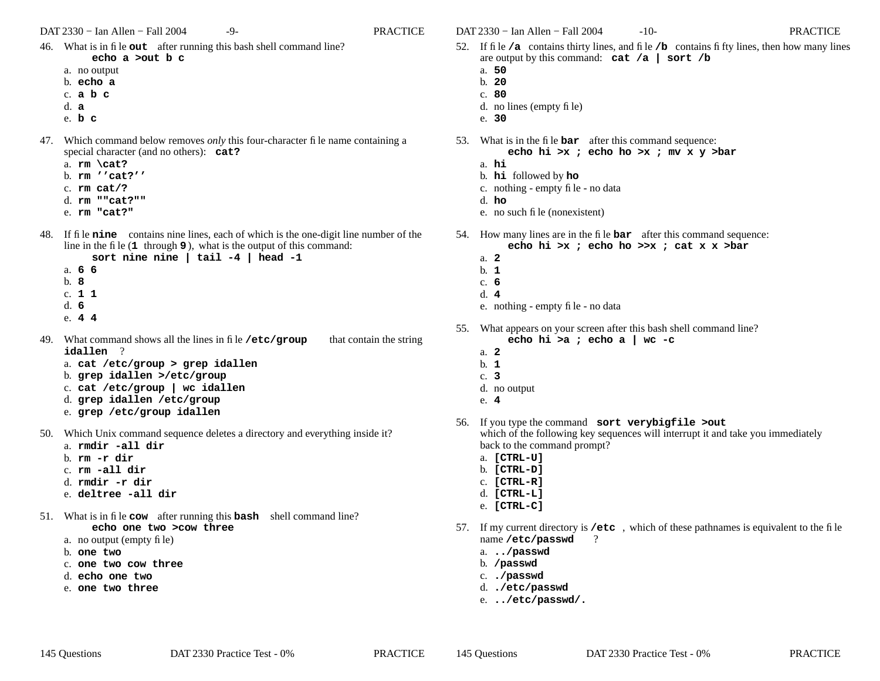46. What is in file **`out`** after running this bash shell command line?
    **`echo a >out b c`**
    a. no output
    b. **`echo a`**
    c. **`a b c`**
    d. **`a`**
    e. **`b c`**

47. Which command below removes *only* this four-character file name containing a special character (and no others): **`cat?`**
    a. **`rm \cat?`**
    b. **`rm ''cat?''`**
    c. **`rm cat/?`**
    d. **`rm ""cat?""`**
    e. **`rm "cat?"`**

48. If file **`nine`** contains nine lines, each of which is the one-digit line number of the line in the file (**`1`** through **`9`**), what is the output of this command:
    **`sort nine nine | tail -4 | head -1`**
    a. **`6 6`**
    b. **`8`**
    c. **`1 1`**
    d. **`6`**
    e. **`4 4`**

49. What command shows all the lines in file **`/etc/group`** that contain the string **`idallen`** ?
    a. **`cat /etc/group > grep idallen`**
    b. **`grep idallen >/etc/group`**
    c. **`cat /etc/group | wc idallen`**
    d. **`grep idallen /etc/group`**
    e. **`grep /etc/group idallen`**

50. Which Unix command sequence deletes a directory and everything inside it?
    a. **`rmdir -all dir`**
    b. **`rm -r dir`**
    c. **`rm -all dir`**
    d. **`rmdir -r dir`**
    e. **`deltree -all dir`**

51. What is in file **`cow`** after running this **`bash`** shell command line?
    **`echo one two >cow three`**
    a. no output (empty file)
    b. **`one two`**
    c. **`one two cow three`**
    d. **`echo one two`**
    e. **`one two three`**

52. If file **`/a`** contains thirty lines, and file **`/b`** contains fifty lines, then how many lines are output by this command: **`cat /a | sort /b`**
    a. **`50`**
    b. **`20`**
    c. **`80`**
    d. no lines (empty file)
    e. **`30`**

53. What is in the file **`bar`** after this command sequence:
    **`echo hi >x ; echo ho >x ; mv x y >bar`**
    a. **`hi`**
    b. **`hi`** followed by **`ho`**
    c. nothing - empty file - no data
    d. **`ho`**
    e. no such file (nonexistent)

54. How many lines are in the file **`bar`** after this command sequence:
    **`echo hi >x ; echo ho >>x ; cat x x >bar`**
    a. **`2`**
    b. **`1`**
    c. **`6`**
    d. **`4`**
    e. nothing - empty file - no data

55. What appears on your screen after this bash shell command line?
    **`echo hi >a ; echo a | wc -c`**
    a. **`2`**
    b. **`1`**
    c. **`3`**
    d. no output
    e. **`4`**

56. If you type the command **`sort verybigfile >out`** which of the following key sequences will interrupt it and take you immediately back to the command prompt?
    a. **`[CTRL-U]`**
    b. **`[CTRL-D]`**
    c. **`[CTRL-R]`**
    d. **`[CTRL-L]`**
    e. **`[CTRL-C]`**

57. If my current directory is **`/etc`** , which of these pathnames is equivalent to the file name **`/etc/passwd`** ?
    a. **`../passwd`**
    b. **`/passwd`**
    c. **`./passwd`**
    d. **`./etc/passwd`**
    e. **`../etc/passwd/.`**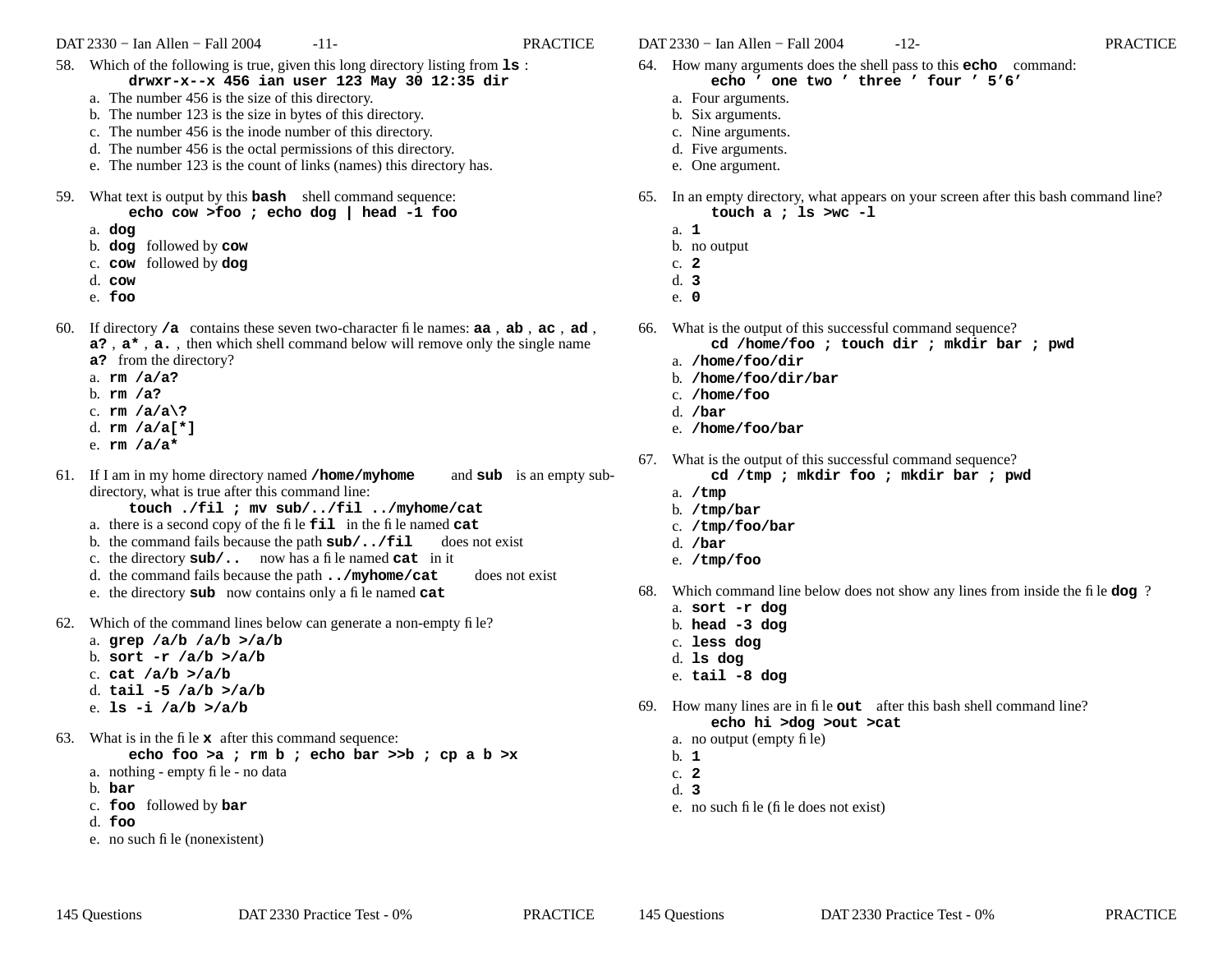58. Which of the following is true, given this long directory listing from **ls** :
    **drwxr-x--x 456 ian user 123 May 30 12:35 dir**
    a. The number 456 is the size of this directory.
    b. The number 123 is the size in bytes of this directory.
    c. The number 456 is the inode number of this directory.
    d. The number 456 is the octal permissions of this directory.
    e. The number 123 is the count of links (names) this directory has.

59. What text is output by this **bash** shell command sequence:
    **echo cow >foo ; echo dog | head -1 foo**
    a. **dog**
    b. **dog** followed by **cow**
    c. **cow** followed by **dog**
    d. **cow**
    e. **foo**

60. If directory **/a** contains these seven two-character file names: **aa** , **ab** , **ac** , **ad** , **a?** , **a*** , **a.** , then which shell command below will remove only the single name **a?** from the directory?
    a. **rm /a/a?**
    b. **rm /a?**
    c. **rm /a/a\?**
    d. **rm /a/a[*]**
    e. **rm /a/a***

61. If I am in my home directory named **/home/myhome** and **sub** is an empty sub-directory, what is true after this command line:
    **touch ./fil ; mv sub/../fil ../myhome/cat**
    a. there is a second copy of the file **fil** in the file named **cat**
    b. the command fails because the path **sub/../fil** does not exist
    c. the directory **sub/..** now has a file named **cat** in it
    d. the command fails because the path **../myhome/cat** does not exist
    e. the directory **sub** now contains only a file named **cat**

62. Which of the command lines below can generate a non-empty file?
    a. **grep /a/b /a/b >/a/b**
    b. **sort -r /a/b >/a/b**
    c. **cat /a/b >/a/b**
    d. **tail -5 /a/b >/a/b**
    e. **ls -i /a/b >/a/b**

63. What is in the file **x** after this command sequence:
    **echo foo >a ; rm b ; echo bar >>b ; cp a b >x**
    a. nothing - empty file - no data
    b. **bar**
    c. **foo** followed by **bar**
    d. **foo**
    e. no such file (nonexistent)

64. How many arguments does the shell pass to this **echo** command:
    **echo ' one two ' three ' four ' 5'6'**
    a. Four arguments.
    b. Six arguments.
    c. Nine arguments.
    d. Five arguments.
    e. One argument.

65. In an empty directory, what appears on your screen after this bash command line?
    **touch a ; ls >wc -l**
    a. **1**
    b. no output
    c. **2**
    d. **3**
    e. **0**

66. What is the output of this successful command sequence?
    **cd /home/foo ; touch dir ; mkdir bar ; pwd**
    a. **/home/foo/dir**
    b. **/home/foo/dir/bar**
    c. **/home/foo**
    d. **/bar**
    e. **/home/foo/bar**

67. What is the output of this successful command sequence?
    **cd /tmp ; mkdir foo ; mkdir bar ; pwd**
    a. **/tmp**
    b. **/tmp/bar**
    c. **/tmp/foo/bar**
    d. **/bar**
    e. **/tmp/foo**

68. Which command line below does not show any lines from inside the file **dog** ?
    a. **sort -r dog**
    b. **head -3 dog**
    c. **less dog**
    d. **ls dog**
    e. **tail -8 dog**

69. How many lines are in file **out** after this bash shell command line?
    **echo hi >dog >out >cat**
    a. no output (empty file)
    b. **1**
    c. **2**
    d. **3**
    e. no such file (file does not exist)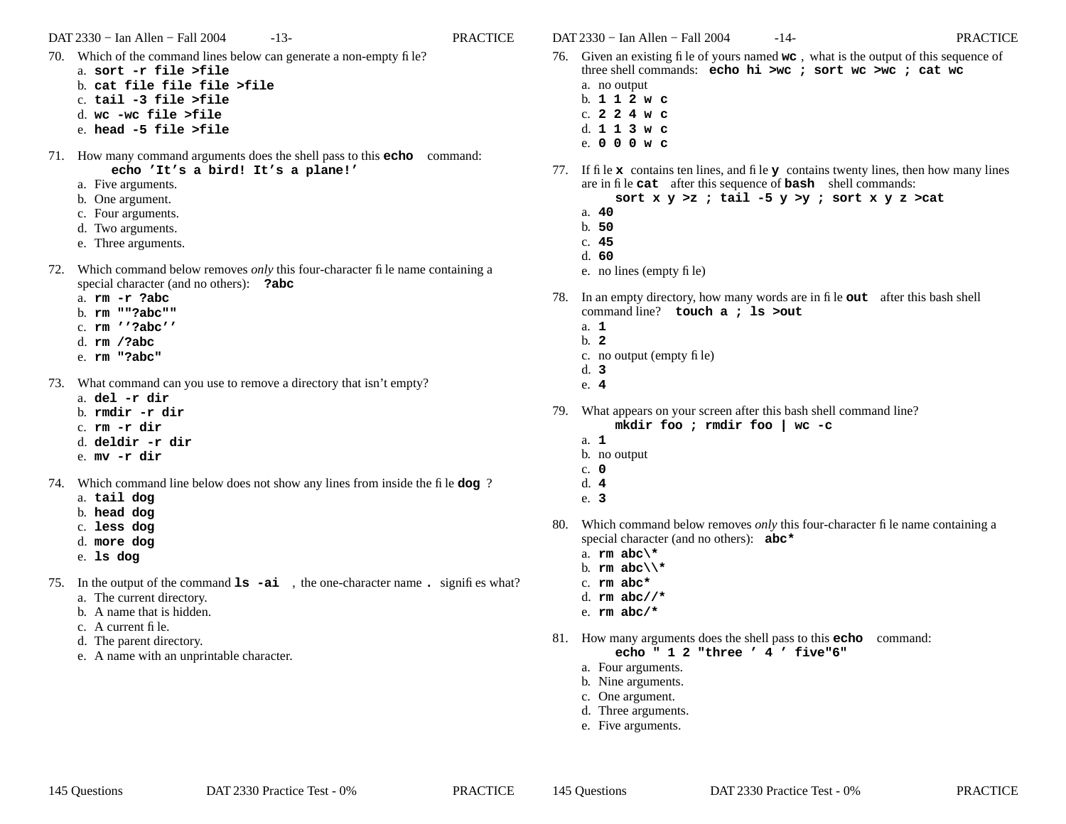70. Which of the command lines below can generate a non-empty file?
    a. **sort -r file >file**
    b. **cat file file file >file**
    c. **tail -3 file >file**
    d. **wc -wc file >file**
    e. **head -5 file >file**

71. How many command arguments does the shell pass to this **echo** command:
    **echo 'It's a bird! It's a plane!'**
    a. Five arguments.
    b. One argument.
    c. Four arguments.
    d. Two arguments.
    e. Three arguments.

72. Which command below removes *only* this four-character file name containing a special character (and no others): **?abc**
    a. **rm -r ?abc**
    b. **rm ""?abc""**
    c. **rm ''?abc''**
    d. **rm /?abc**
    e. **rm "?abc"**

73. What command can you use to remove a directory that isn't empty?
    a. **del -r dir**
    b. **rmdir -r dir**
    c. **rm -r dir**
    d. **deldir -r dir**
    e. **mv -r dir**

74. Which command line below does not show any lines from inside the file **dog** ?
    a. **tail dog**
    b. **head dog**
    c. **less dog**
    d. **more dog**
    e. **ls dog**

75. In the output of the command **ls -ai** , the one-character name **.** signifies what?
    a. The current directory.
    b. A name that is hidden.
    c. A current file.
    d. The parent directory.
    e. A name with an unprintable character.

76. Given an existing file of yours named **wc** , what is the output of this sequence of three shell commands: **echo hi >wc ; sort wc >wc ; cat wc**
    a. no output
    b. **1 1 2 wc**
    c. **2 2 4 wc**
    d. **1 1 3 wc**
    e. **0 0 0 wc**

77. If file **x** contains ten lines, and file **y** contains twenty lines, then how many lines are in file **cat** after this sequence of **bash** shell commands:
    **sort x y >z ; tail -5 y >y ; sort x y z >cat**
    a. **40**
    b. **50**
    c. **45**
    d. **60**
    e. no lines (empty file)

78. In an empty directory, how many words are in file **out** after this bash shell command line? **touch a ; ls >out**
    a. **1**
    b. **2**
    c. no output (empty file)
    d. **3**
    e. **4**

79. What appears on your screen after this bash shell command line?
    **mkdir foo ; rmdir foo | wc -c**
    a. **1**
    b. no output
    c. **0**
    d. **4**
    e. **3**

80. Which command below removes *only* this four-character file name containing a special character (and no others): **abc***
    a. **rm abc\***
    b. **rm abc\\***
    c. **rm abc***
    d. **rm abc//***
    e. **rm abc/***

81. How many arguments does the shell pass to this **echo** command:
    **echo " 1 2 "three ' 4 ' five"6"**
    a. Four arguments.
    b. Nine arguments.
    c. One argument.
    d. Three arguments.
    e. Five arguments.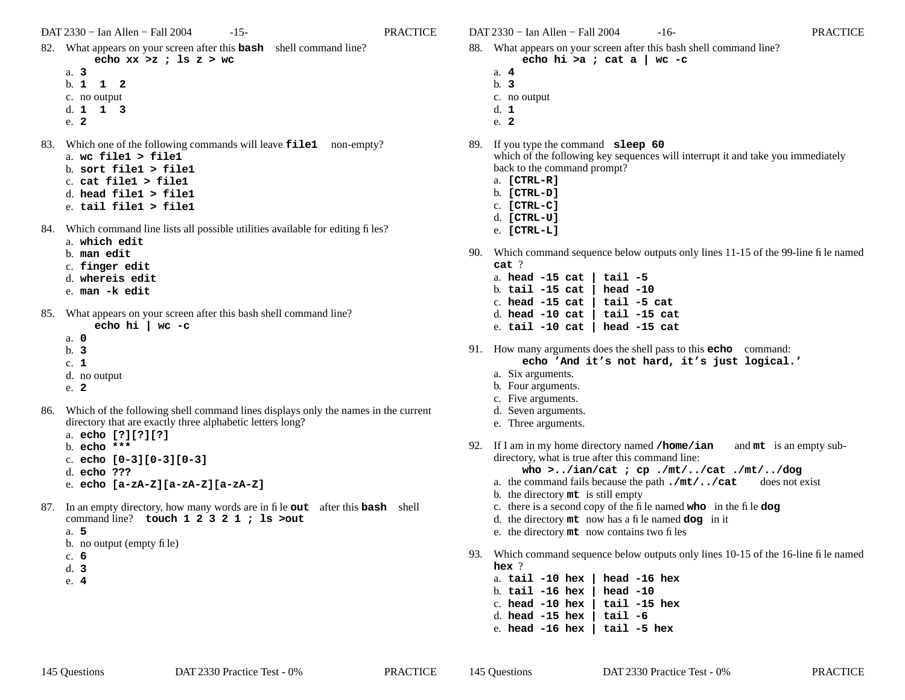82. What appears on your screen after this **bash** shell command line?
    **echo xx >z ; ls z > wc**
    a. **3**
    b. **1 1 2**
    c. no output
    d. **1 1 3**
    e. **2**

83. Which one of the following commands will leave **file1** non-empty?
    a. **wc file1 > file1**
    b. **sort file1 > file1**
    c. **cat file1 > file1**
    d. **head file1 > file1**
    e. **tail file1 > file1**

84. Which command line lists all possible utilities available for editing files?
    a. **which edit**
    b. **man edit**
    c. **finger edit**
    d. **whereis edit**
    e. **man -k edit**

85. What appears on your screen after this bash shell command line?
    **echo hi | wc -c**
    a. **0**
    b. **3**
    c. **1**
    d. no output
    e. **2**

86. Which of the following shell command lines displays only the names in the current directory that are exactly three alphabetic letters long?
    a. **echo [?][?][?]**
    b. **echo ***
    c. **echo [0-3][0-3][0-3]**
    d. **echo ???**
    e. **echo [a-zA-Z][a-zA-Z][a-zA-Z]**

87. In an empty directory, how many words are in file **out** after this **bash** shell command line? **touch 1 2 3 2 1 ; ls >out**
    a. **5**
    b. no output (empty file)
    c. **6**
    d. **3**
    e. **4**

88. What appears on your screen after this bash shell command line?
    **echo hi >a ; cat a | wc -c**
    a. **4**
    b. **3**
    c. no output
    d. **1**
    e. **2**

89. If you type the command **sleep 60**
    which of the following key sequences will interrupt it and take you immediately back to the command prompt?
    a. **[CTRL-R]**
    b. **[CTRL-D]**
    c. **[CTRL-C]**
    d. **[CTRL-U]**
    e. **[CTRL-L]**

90. Which command sequence below outputs only lines 11-15 of the 99-line file named **cat** ?
    a. **head -15 cat | tail -5**
    b. **tail -15 cat | head -10**
    c. **head -15 cat | tail -5 cat**
    d. **head -10 cat | tail -15 cat**
    e. **tail -10 cat | head -15 cat**

91. How many arguments does the shell pass to this **echo** command:
    **echo 'And it's not hard, it's just logical.'**
    a. Six arguments.
    b. Four arguments.
    c. Five arguments.
    d. Seven arguments.
    e. Three arguments.

92. If I am in my home directory named **/home/ian** and **mt** is an empty sub-directory, what is true after this command line:
    **who >../ian/cat ; cp ./mt/../cat ./mt/../dog**
    a. the command fails because the path **./mt/../cat** does not exist
    b. the directory **mt** is still empty
    c. there is a second copy of the file named **who** in the file **dog**
    d. the directory **mt** now has a file named **dog** in it
    e. the directory **mt** now contains two files

93. Which command sequence below outputs only lines 10-15 of the 16-line file named **hex** ?
    a. **tail -10 hex | head -16 hex**
    b. **tail -16 hex | head -10**
    c. **head -10 hex | tail -15 hex**
    d. **head -15 hex | tail -6**
    e. **head -16 hex | tail -5 hex**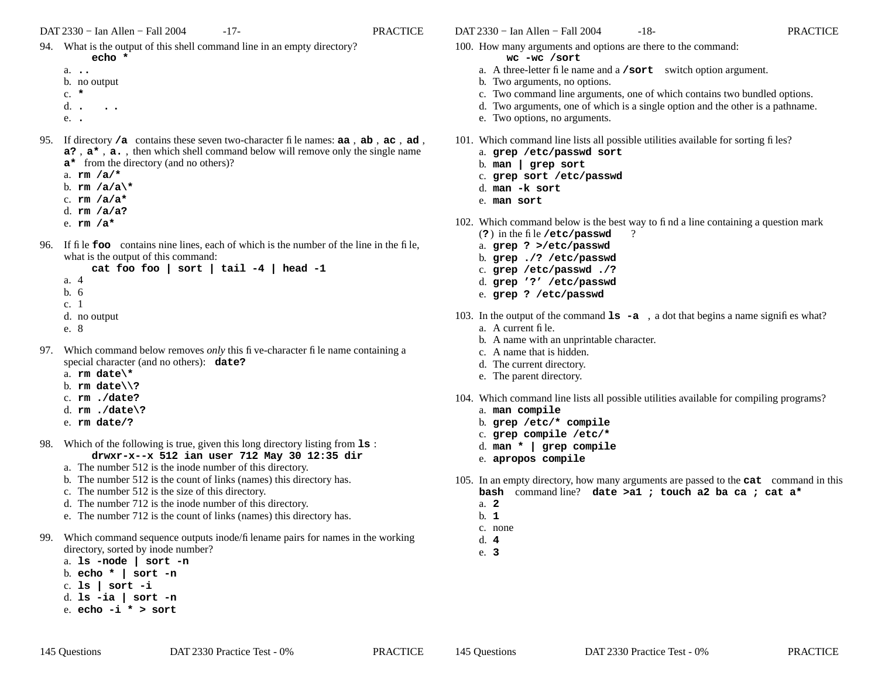94. What is the output of this shell command line in an empty directory?

    **echo ***

    a. **..**
    b. no output
    c. *****
    d. **.  ..**
    e. **.**

95. If directory **/a** contains these seven two-character file names: **aa** , **ab** , **ac** , **ad** , **a?** , **a*** , **a.** , then which shell command below will remove only the single name **a*** from the directory (and no others)?

    a. **rm /a/***
    b. **rm /a/a\***
    c. **rm /a/a***
    d. **rm /a/a?**
    e. **rm /a***

96. If file **foo** contains nine lines, each of which is the number of the line in the file, what is the output of this command:

    **cat foo foo | sort | tail -4 | head -1**

    a. 4
    b. 6
    c. 1
    d. no output
    e. 8

97. Which command below removes *only* this five-character file name containing a special character (and no others): **date?**

    a. **rm date\***
    b. **rm date\\?**
    c. **rm ./date?**
    d. **rm ./date\?**
    e. **rm date/?**

98. Which of the following is true, given this long directory listing from **ls** :

    **drwxr-x--x 512 ian user 712 May 30 12:35 dir**

    a. The number 512 is the inode number of this directory.
    b. The number 512 is the count of links (names) this directory has.
    c. The number 512 is the size of this directory.
    d. The number 712 is the inode number of this directory.
    e. The number 712 is the count of links (names) this directory has.

99. Which command sequence outputs inode/filename pairs for names in the working directory, sorted by inode number?

    a. **ls -node | sort -n**
    b. **echo * | sort -n**
    c. **ls | sort -i**
    d. **ls -ia | sort -n**
    e. **echo -i * > sort**

100. How many arguments and options are there to the command:

    **wc -wc /sort**

    a. A three-letter file name and a **/sort** switch option argument.
    b. Two arguments, no options.
    c. Two command line arguments, one of which contains two bundled options.
    d. Two arguments, one of which is a single option and the other is a pathname.
    e. Two options, no arguments.

101. Which command line lists all possible utilities available for sorting files?

    a. **grep /etc/passwd sort**
    b. **man | grep sort**
    c. **grep sort /etc/passwd**
    d. **man -k sort**
    e. **man sort**

102. Which command below is the best way to find a line containing a question mark (**?**) in the file **/etc/passwd** ?

    a. **grep ? >/etc/passwd**
    b. **grep ./? /etc/passwd**
    c. **grep /etc/passwd ./?**
    d. **grep '?' /etc/passwd**
    e. **grep ? /etc/passwd**

103. In the output of the command **ls -a** , a dot that begins a name signifies what?

    a. A current file.
    b. A name with an unprintable character.
    c. A name that is hidden.
    d. The current directory.
    e. The parent directory.

104. Which command line lists all possible utilities available for compiling programs?

    a. **man compile**
    b. **grep /etc/* compile**
    c. **grep compile /etc/***
    d. **man * | grep compile**
    e. **apropos compile**

105. In an empty directory, how many arguments are passed to the **cat** command in this **bash** command line? **date >a1 ; touch a2 ba ca ; cat a***

    a. **2**
    b. **1**
    c. none
    d. **4**
    e. **3**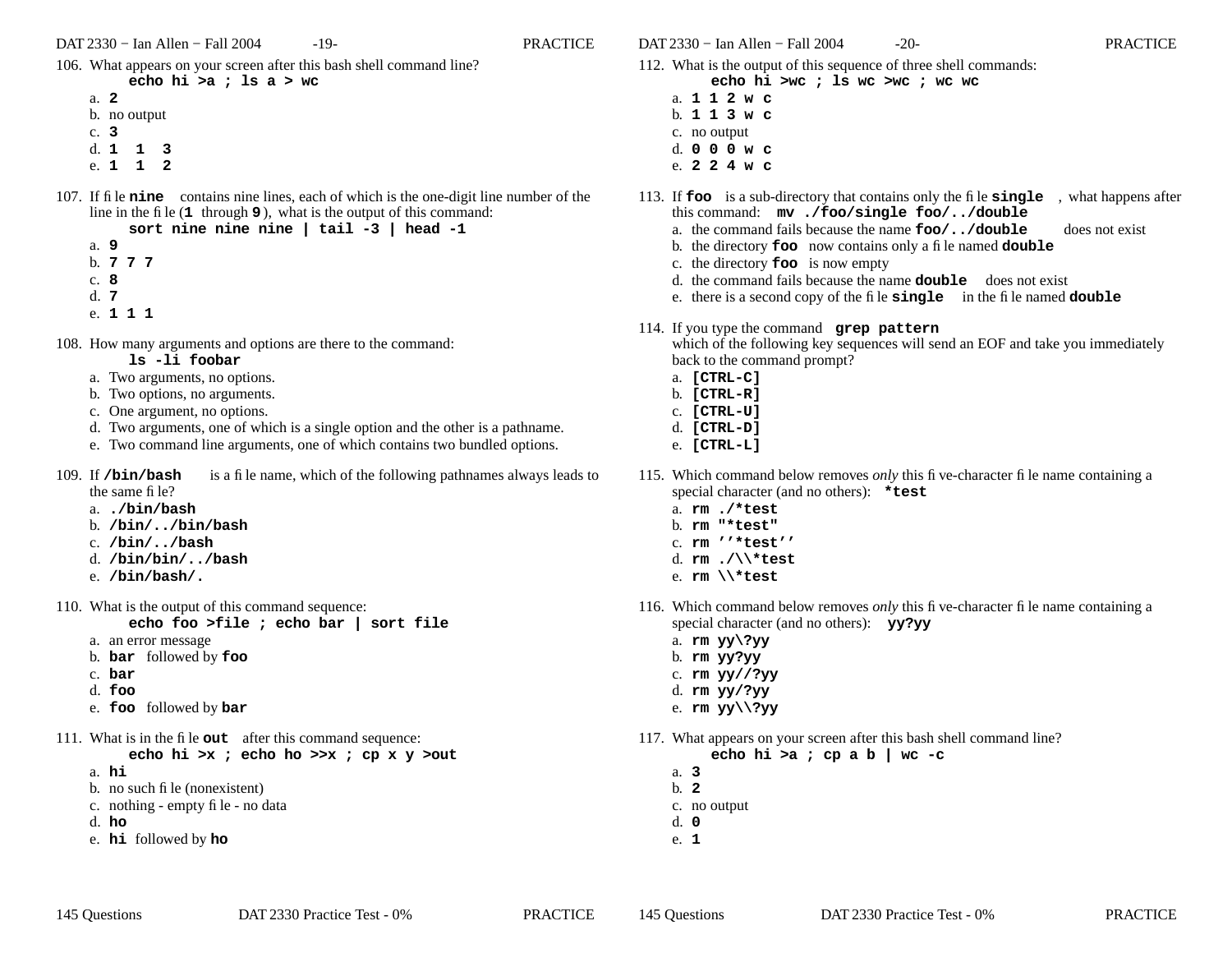106. What appears on your screen after this bash shell command line?
    **`echo hi >a ; ls a > wc`**
    a. **`2`**
    b. no output
    c. **`3`**
    d. **`1  1  3`**
    e. **`1  1  2`**

107. If file **`nine`** contains nine lines, each of which is the one-digit line number of the line in the file (**`1`** through **`9`**), what is the output of this command:
    **`sort nine nine nine | tail -3 | head -1`**
    a. **`9`**
    b. **`7 7 7`**
    c. **`8`**
    d. **`7`**
    e. **`1 1 1`**

108. How many arguments and options are there to the command:
    **`ls -li foobar`**
    a. Two arguments, no options.
    b. Two options, no arguments.
    c. One argument, no options.
    d. Two arguments, one of which is a single option and the other is a pathname.
    e. Two command line arguments, one of which contains two bundled options.

109. If **`/bin/bash`** is a file name, which of the following pathnames always leads to the same file?
    a. **`./bin/bash`**
    b. **`/bin/../bin/bash`**
    c. **`/bin/../bash`**
    d. **`/bin/bin/../bash`**
    e. **`/bin/bash/.`**

110. What is the output of this command sequence:
    **`echo foo >file ; echo bar | sort file`**
    a. an error message
    b. **`bar`** followed by **`foo`**
    c. **`bar`**
    d. **`foo`**
    e. **`foo`** followed by **`bar`**

111. What is in the file **`out`** after this command sequence:
    **`echo hi >x ; echo ho >>x ; cp x y >out`**
    a. **`hi`**
    b. no such file (nonexistent)
    c. nothing - empty file - no data
    d. **`ho`**
    e. **`hi`** followed by **`ho`**

112. What is the output of this sequence of three shell commands:
    **`echo hi >wc ; ls wc >wc ; wc wc`**
    a. **`1 1 2 w c`**
    b. **`1 1 3 w c`**
    c. no output
    d. **`0 0 0 w c`**
    e. **`2 2 4 w c`**

113. If **`foo`** is a sub-directory that contains only the file **`single`**, what happens after this command: **`mv ./foo/single foo/../double`**
    a. the command fails because the name **`foo/../double`** does not exist
    b. the directory **`foo`** now contains only a file named **`double`**
    c. the directory **`foo`** is now empty
    d. the command fails because the name **`double`** does not exist
    e. there is a second copy of the file **`single`** in the file named **`double`**

114. If you type the command **`grep pattern`**
    which of the following key sequences will send an EOF and take you immediately back to the command prompt?
    a. **`[CTRL-C]`**
    b. **`[CTRL-R]`**
    c. **`[CTRL-U]`**
    d. **`[CTRL-D]`**
    e. **`[CTRL-L]`**

115. Which command below removes *only* this five-character file name containing a special character (and no others): **`*test`**
    a. **`rm ./*test`**
    b. **`rm "*test"`**
    c. **`rm ''*test''`**
    d. **`rm ./\\*test`**
    e. **`rm \\*test`**

116. Which command below removes *only* this five-character file name containing a special character (and no others): **`yy?yy`**
    a. **`rm yy\?yy`**
    b. **`rm yy?yy`**
    c. **`rm yy//?yy`**
    d. **`rm yy/?yy`**
    e. **`rm yy\\?yy`**

117. What appears on your screen after this bash shell command line?
    **`echo hi >a ; cp a b | wc -c`**
    a. **`3`**
    b. **`2`**
    c. no output
    d. **`0`**
    e. **`1`**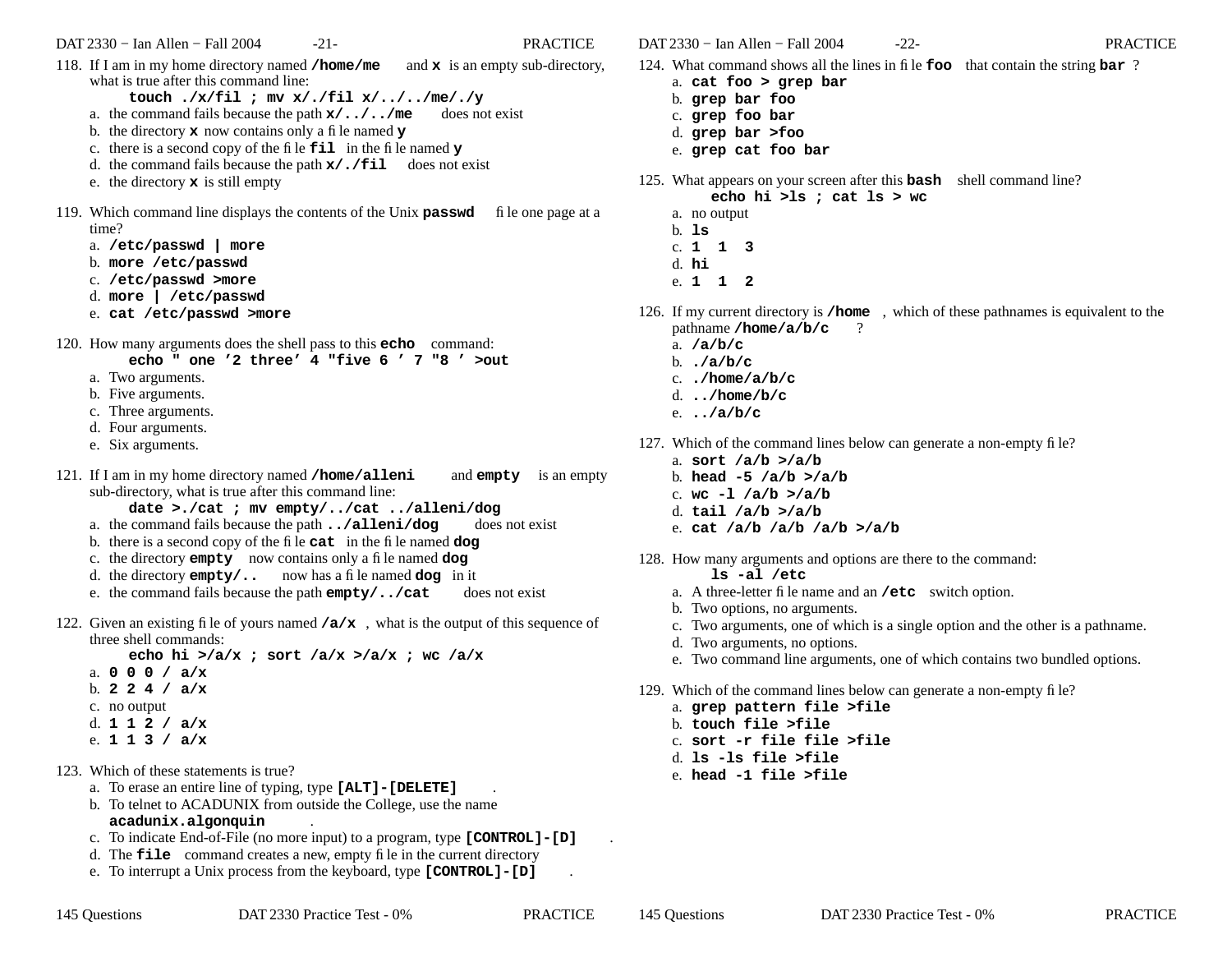118. If I am in my home directory named **/home/me** and **x** is an empty sub-directory, what is true after this command line:
     **touch ./x/fil ; mv x/./fil x/../../me/./y**
   a. the command fails because the path **x/../../me** does not exist
   b. the directory **x** now contains only a file named **y**
   c. there is a second copy of the file **fil** in the file named **y**
   d. the command fails because the path **x/./fil** does not exist
   e. the directory **x** is still empty

119. Which command line displays the contents of the Unix **passwd** file one page at a time?
   a. **/etc/passwd | more**
   b. **more /etc/passwd**
   c. **/etc/passwd >more**
   d. **more | /etc/passwd**
   e. **cat /etc/passwd >more**

120. How many arguments does the shell pass to this **echo** command:
     **echo " one '2 three' 4 "five 6 ' 7 "8 ' >out**
   a. Two arguments.
   b. Five arguments.
   c. Three arguments.
   d. Four arguments.
   e. Six arguments.

121. If I am in my home directory named **/home/alleni** and **empty** is an empty sub-directory, what is true after this command line:
     **date >./cat ; mv empty/../cat ../alleni/dog**
   a. the command fails because the path **../alleni/dog** does not exist
   b. there is a second copy of the file **cat** in the file named **dog**
   c. the directory **empty** now contains only a file named **dog**
   d. the directory **empty/..** now has a file named **dog** in it
   e. the command fails because the path **empty/../cat** does not exist

122. Given an existing file of yours named **/a/x**, what is the output of this sequence of three shell commands:
     **echo hi >/a/x ; sort /a/x >/a/x ; wc /a/x**
   a. **0 0 0 / a/x**
   b. **2 2 4 / a/x**
   c. no output
   d. **1 1 2 / a/x**
   e. **1 1 3 / a/x**

123. Which of these statements is true?
   a. To erase an entire line of typing, type **[ALT]-[DELETE]**.
   b. To telnet to ACADUNIX from outside the College, use the name **acadunix.algonquin**.
   c. To indicate End-of-File (no more input) to a program, type **[CONTROL]-[D]**.
   d. The **file** command creates a new, empty file in the current directory
   e. To interrupt a Unix process from the keyboard, type **[CONTROL]-[D]**.

124. What command shows all the lines in file **foo** that contain the string **bar** ?
   a. **cat foo > grep bar**
   b. **grep bar foo**
   c. **grep foo bar**
   d. **grep bar >foo**
   e. **grep cat foo bar**

125. What appears on your screen after this **bash** shell command line?
     **echo hi >ls ; cat ls > wc**
   a. no output
   b. **ls**
   c. **1 1 3**
   d. **hi**
   e. **1 1 2**

126. If my current directory is **/home**, which of these pathnames is equivalent to the pathname **/home/a/b/c** ?
   a. **/a/b/c**
   b. **./a/b/c**
   c. **./home/a/b/c**
   d. **../home/b/c**
   e. **../a/b/c**

127. Which of the command lines below can generate a non-empty file?
   a. **sort /a/b >/a/b**
   b. **head -5 /a/b >/a/b**
   c. **wc -l /a/b >/a/b**
   d. **tail /a/b >/a/b**
   e. **cat /a/b /a/b /a/b >/a/b**

128. How many arguments and options are there to the command:
     **ls -al /etc**
   a. A three-letter file name and an **/etc** switch option.
   b. Two options, no arguments.
   c. Two arguments, one of which is a single option and the other is a pathname.
   d. Two arguments, no options.
   e. Two command line arguments, one of which contains two bundled options.

129. Which of the command lines below can generate a non-empty file?
   a. **grep pattern file >file**
   b. **touch file >file**
   c. **sort -r file file >file**
   d. **ls -ls file >file**
   e. **head -1 file >file**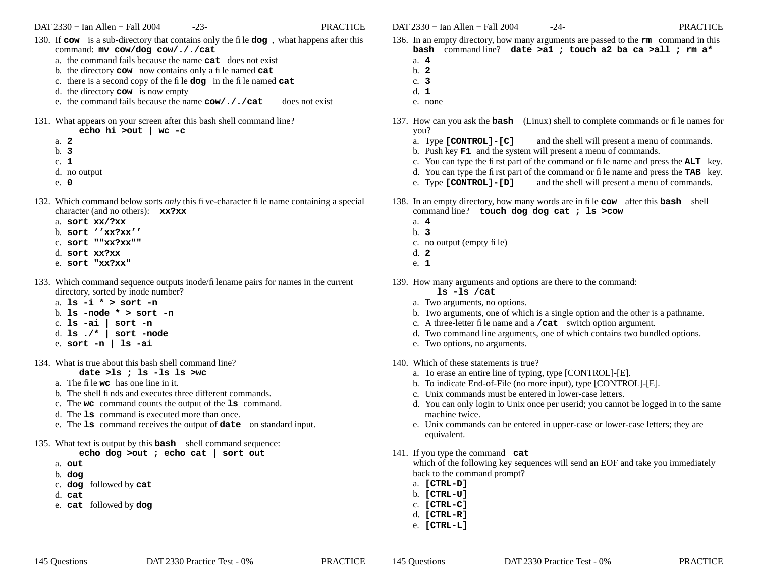130. If **cow** is a sub-directory that contains only the file **dog**, what happens after this command: **mv cow/dog cow/././cat**
    a. the command fails because the name **cat** does not exist
    b. the directory **cow** now contains only a file named **cat**
    c. there is a second copy of the file **dog** in the file named **cat**
    d. the directory **cow** is now empty
    e. the command fails because the name **cow/././cat** does not exist

131. What appears on your screen after this bash shell command line?
    **echo hi >out | wc -c**
    a. **2**
    b. **3**
    c. **1**
    d. no output
    e. **0**

132. Which command below sorts *only* this five-character file name containing a special character (and no others): **xx?xx**
    a. **sort xx/?xx**
    b. **sort ''xx?xx''**
    c. **sort ""xx?xx""**
    d. **sort xx?xx**
    e. **sort "xx?xx"**

133. Which command sequence outputs inode/filename pairs for names in the current directory, sorted by inode number?
    a. **ls -i * > sort -n**
    b. **ls -node * > sort -n**
    c. **ls -ai | sort -n**
    d. **ls ./* | sort -node**
    e. **sort -n | ls -ai**

134. What is true about this bash shell command line?
    **date >ls ; ls -ls ls >wc**
    a. The file **wc** has one line in it.
    b. The shell finds and executes three different commands.
    c. The **wc** command counts the output of the **ls** command.
    d. The **ls** command is executed more than once.
    e. The **ls** command receives the output of **date** on standard input.

135. What text is output by this **bash** shell command sequence:
    **echo dog >out ; echo cat | sort out**
    a. **out**
    b. **dog**
    c. **dog** followed by **cat**
    d. **cat**
    e. **cat** followed by **dog**

136. In an empty directory, how many arguments are passed to the **rm** command in this **bash** command line? **date >a1 ; touch a2 ba ca >all ; rm a***
    a. **4**
    b. **2**
    c. **3**
    d. **1**
    e. none

137. How can you ask the **bash** (Linux) shell to complete commands or file names for you?
    a. Type **[CONTROL]-[C]** and the shell will present a menu of commands.
    b. Push key **F1** and the system will present a menu of commands.
    c. You can type the first part of the command or file name and press the **ALT** key.
    d. You can type the first part of the command or file name and press the **TAB** key.
    e. Type **[CONTROL]-[D]** and the shell will present a menu of commands.

138. In an empty directory, how many words are in file **cow** after this **bash** shell command line? **touch dog dog cat ; ls >cow**
    a. **4**
    b. **3**
    c. no output (empty file)
    d. **2**
    e. **1**

139. How many arguments and options are there to the command:
    **ls -ls /cat**
    a. Two arguments, no options.
    b. Two arguments, one of which is a single option and the other is a pathname.
    c. A three-letter file name and a **/cat** switch option argument.
    d. Two command line arguments, one of which contains two bundled options.
    e. Two options, no arguments.

140. Which of these statements is true?
    a. To erase an entire line of typing, type [CONTROL]-[E].
    b. To indicate End-of-File (no more input), type [CONTROL]-[E].
    c. Unix commands must be entered in lower-case letters.
    d. You can only login to Unix once per userid; you cannot be logged in to the same machine twice.
    e. Unix commands can be entered in upper-case or lower-case letters; they are equivalent.

141. If you type the command **cat**
    which of the following key sequences will send an EOF and take you immediately back to the command prompt?
    a. **[CTRL-D]**
    b. **[CTRL-U]**
    c. **[CTRL-C]**
    d. **[CTRL-R]**
    e. **[CTRL-L]**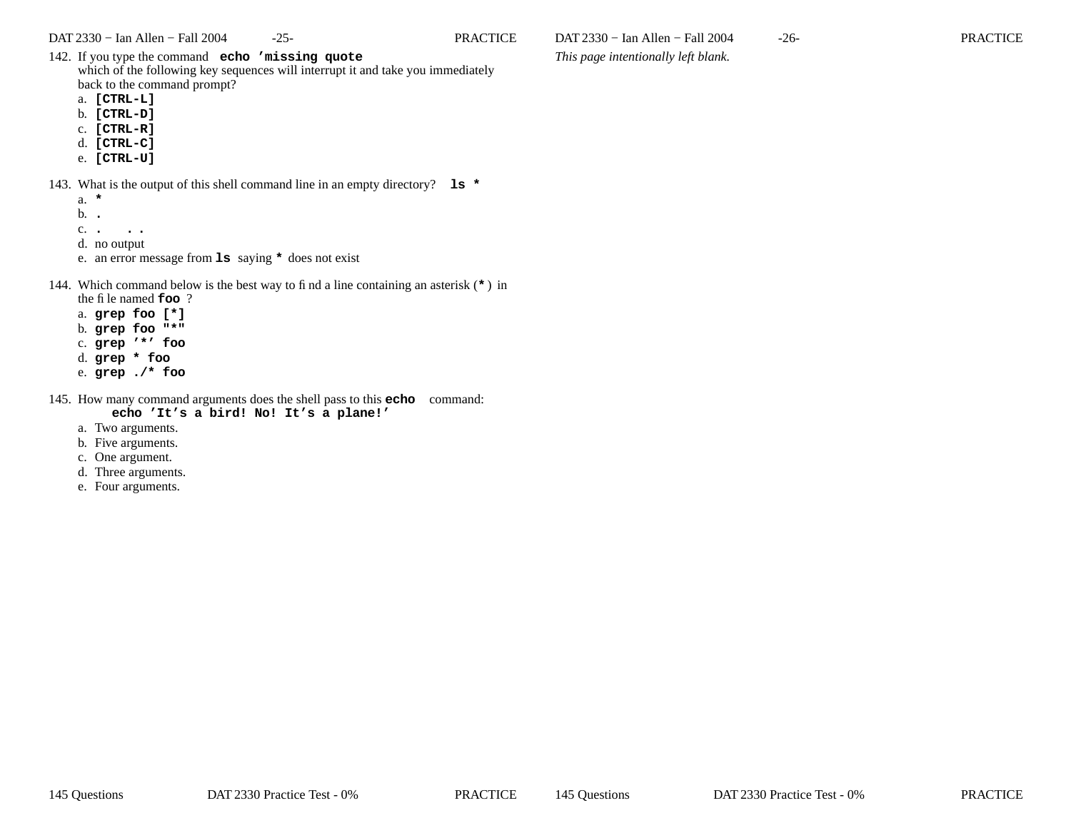142. If you type the command **`echo 'missing quote`**
which of the following key sequences will interrupt it and take you immediately back to the command prompt?
   a. **[CTRL-L]**
   b. **[CTRL-D]**
   c. **[CTRL-R]**
   d. **[CTRL-C]**
   e. **[CTRL-U]**

143. What is the output of this shell command line in an empty directory? **`ls *`**
   a. **`*`**
   b. **`.`**
   c. **`.   ..`**
   d. no output
   e. an error message from **`ls`** saying **`*`** does not exist

144. Which command below is the best way to find a line containing an asterisk (**`*`**) in the file named **`foo`** ?
   a. **`grep foo [*]`**
   b. **`grep foo "*"`**
   c. **`grep '*' foo`**
   d. **`grep * foo`**
   e. **`grep ./* foo`**

145. How many command arguments does the shell pass to this **`echo`** command:
   **`echo 'It's a bird! No! It's a plane!'`**
   a. Two arguments.
   b. Five arguments.
   c. One argument.
   d. Three arguments.
   e. Four arguments.

*This page intentionally left blank.*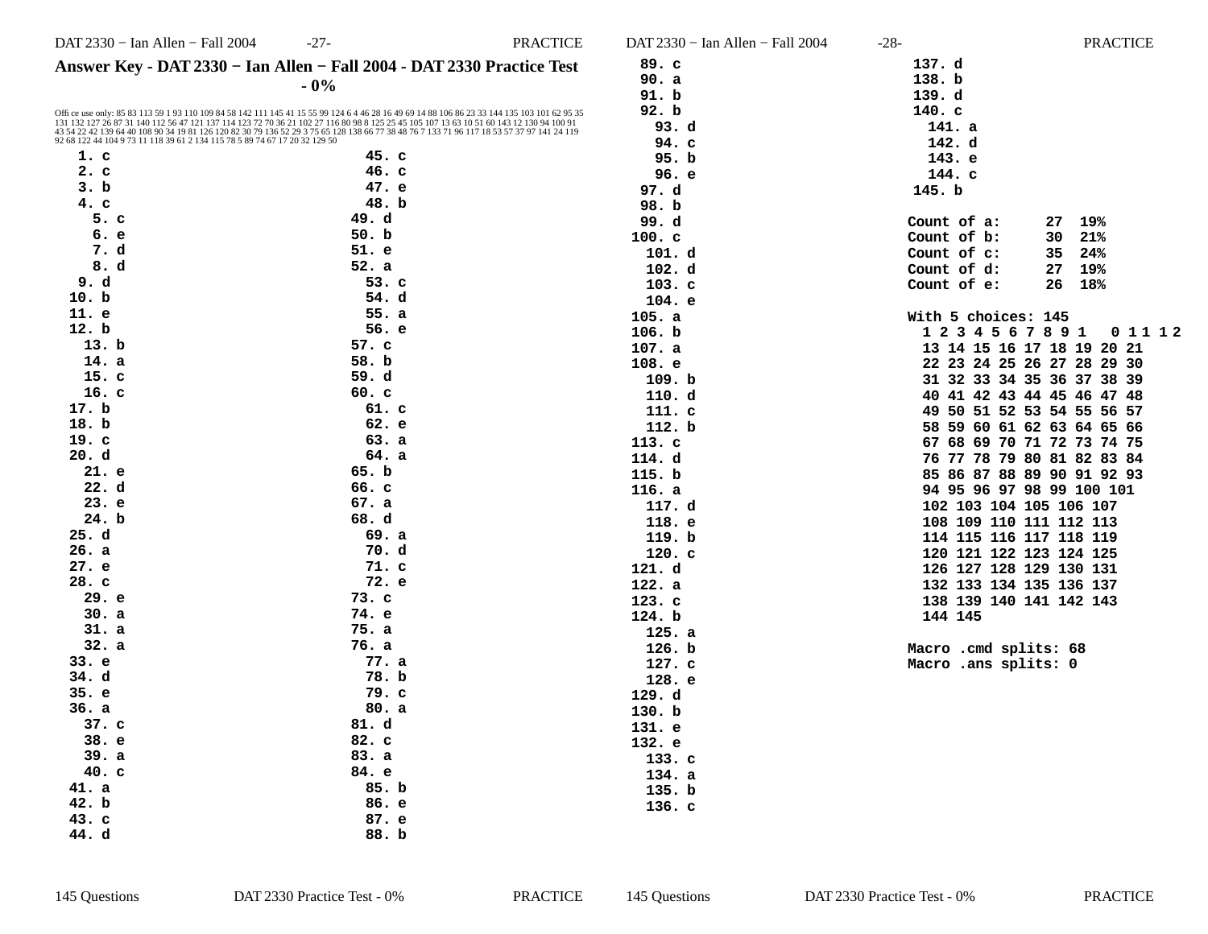## Answer Key - DAT 2330 − Ian Allen − Fall 2004 - DAT 2330 Practice Test - 0%

Offi ce use only: 85 83 113 59 1 93 110 109 84 58 142 111 145 41 15 55 99 124 6 4 46 28 16 49 69 14 88 106 86 23 33 144 135 103 101 62 95 35 131 132 127 26 87 31 140 112 56 47 121 137 114 123 72 70 36 21 102 27 116 80 98 8 125 25 45 105 107 13 63 10 51 60 143 12 130 94 100 91 43 54 22 42 139 64 40 108 90 34 19 81 126 120 82 30 79 136 52 29 3 75 65 128 138 66 77 38 48 76 7 133 71 96 117 18 53 57 37 97 141 24 119 92 68 122 44 104 9 73 11 118 39 61 2 134 115 78 5 89 74 67 17 20 32 129 50

```
1. c
2. c
3. b
4. c
5. c
6. e
7. d
8. d
9. d
10. b
11. e
12. b
13. b
14. a
15. c
16. c
17. b
18. b
19. c
20. d
21. e
22. d
23. e
24. b
25. d
26. a
27. e
28. c
29. e
30. a
31. a
32. a
33. e
34. d
35. e
36. a
37. c
38. e
39. a
40. c
41. a
42. b
43. c
44. d
45. c
46. c
47. e
48. b
49. d
50. b
51. e
52. a
53. c
54. d
55. a
56. e
57. c
58. b
59. d
60. c
61. c
62. e
63. a
64. a
65. b
66. c
67. a
68. d
69. a
70. d
71. c
72. e
73. c
74. e
75. a
76. a
77. a
78. b
79. c
80. a
81. d
82. c
83. a
84. e
85. b
86. e
87. e
88. b
89. c
90. a
91. b
92. b
93. d
94. c
95. b
96. e
97. d
98. b
99. d
100. c
101. d
102. d
103. c
104. e
105. a
106. b
107. a
108. e
109. b
110. d
111. c
112. b
113. c
114. d
115. b
116. a
117. d
118. e
119. b
120. c
121. d
122. a
123. c
124. b
125. a
126. b
127. c
128. e
129. d
130. b
131. e
132. e
133. c
134. a
135. b
136. c
137. d
138. b
139. d
140. c
141. a
142. d
143. e
144. c
145. b

Count of a:     27  19%
Count of b:     30  21%
Count of c:     35  24%
Count of d:     27  19%
Count of e:     26  18%

With 5 choices: 145
  1 2 3 4 5 6 7 8 9 1   0 1 1 1 2
  13 14 15 16 17 18 19 20 21
  22 23 24 25 26 27 28 29 30
  31 32 33 34 35 36 37 38 39
  40 41 42 43 44 45 46 47 48
  49 50 51 52 53 54 55 56 57
  58 59 60 61 62 63 64 65 66
  67 68 69 70 71 72 73 74 75
  76 77 78 79 80 81 82 83 84
  85 86 87 88 89 90 91 92 93
  94 95 96 97 98 99 100 101
  102 103 104 105 106 107
  108 109 110 111 112 113
  114 115 116 117 118 119
  120 121 122 123 124 125
  126 127 128 129 130 131
  132 133 134 135 136 137
  138 139 140 141 142 143
  144 145

Macro .cmd splits: 68
Macro .ans splits: 0
```